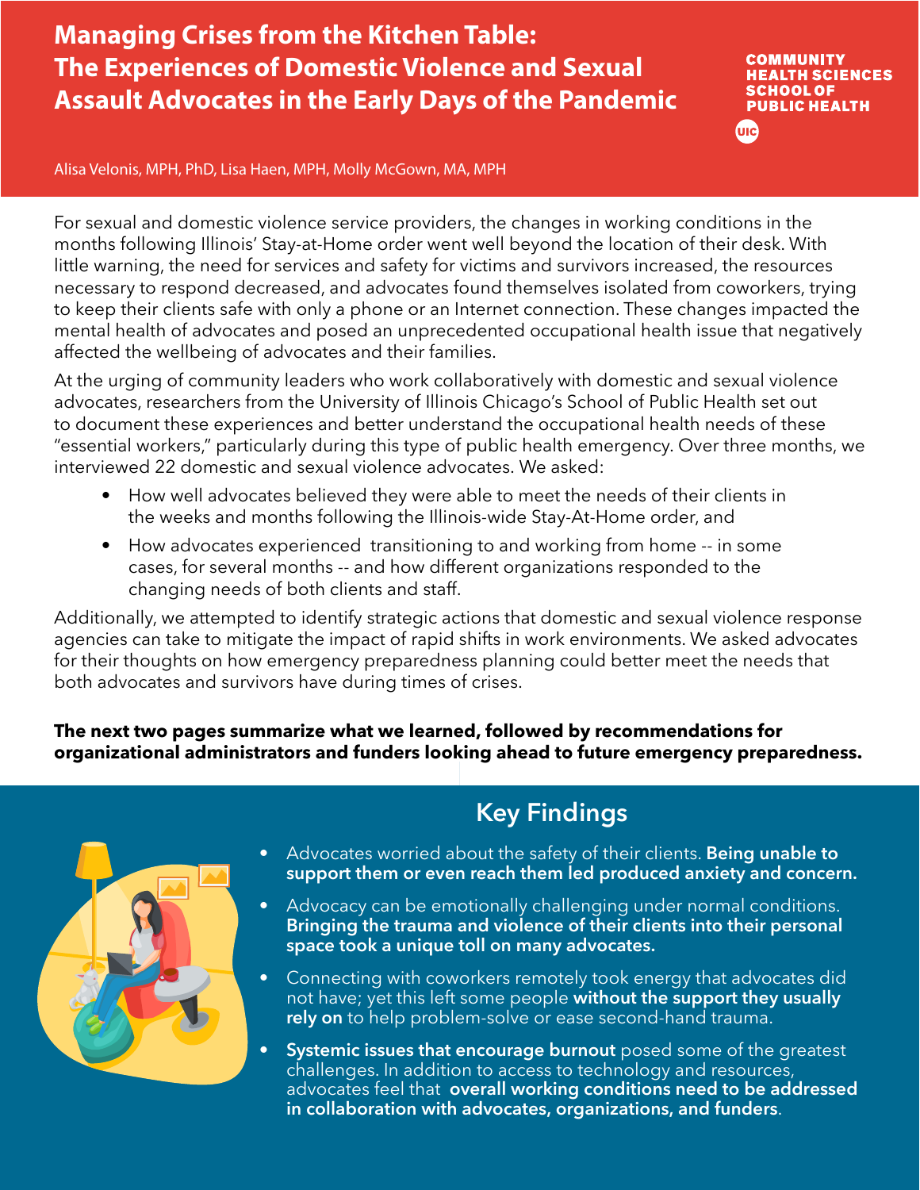# Managing Crises from the Kitchen Table: The Experiences of Domestic Violence and Sexual Assault Advocates in the Early Days of the Pandemic

COMMUNITY HEALTH SCIENCES
SCHOOL OF PUBLIC HEALTH
UIC

Alisa Velonis, MPH, PhD, Lisa Haen, MPH, Molly McGown, MA, MPH

For sexual and domestic violence service providers, the changes in working conditions in the months following Illinois' Stay-at-Home order went well beyond the location of their desk. With little warning, the need for services and safety for victims and survivors increased, the resources necessary to respond decreased, and advocates found themselves isolated from coworkers, trying to keep their clients safe with only a phone or an Internet connection. These changes impacted the mental health of advocates and posed an unprecedented occupational health issue that negatively affected the wellbeing of advocates and their families.

At the urging of community leaders who work collaboratively with domestic and sexual violence advocates, researchers from the University of Illinois Chicago's School of Public Health set out to document these experiences and better understand the occupational health needs of these "essential workers," particularly during this type of public health emergency. Over three months, we interviewed 22 domestic and sexual violence advocates. We asked:

- How well advocates believed they were able to meet the needs of their clients in the weeks and months following the Illinois-wide Stay-At-Home order, and
- How advocates experienced transitioning to and working from home -- in some cases, for several months -- and how different organizations responded to the changing needs of both clients and staff.

Additionally, we attempted to identify strategic actions that domestic and sexual violence response agencies can take to mitigate the impact of rapid shifts in work environments. We asked advocates for their thoughts on how emergency preparedness planning could better meet the needs that both advocates and survivors have during times of crises.

**The next two pages summarize what we learned, followed by recommendations for organizational administrators and funders looking ahead to future emergency preparedness.**

## Key Findings

- Advocates worried about the safety of their clients. **Being unable to support them or even reach them led produced anxiety and concern.**
- Advocacy can be emotionally challenging under normal conditions. **Bringing the trauma and violence of their clients into their personal space took a unique toll on many advocates.**
- Connecting with coworkers remotely took energy that advocates did not have; yet this left some people **without the support they usually rely on** to help problem-solve or ease second-hand trauma.
- **Systemic issues that encourage burnout** posed some of the greatest challenges. In addition to access to technology and resources, advocates feel that **overall working conditions need to be addressed in collaboration with advocates, organizations, and funders**.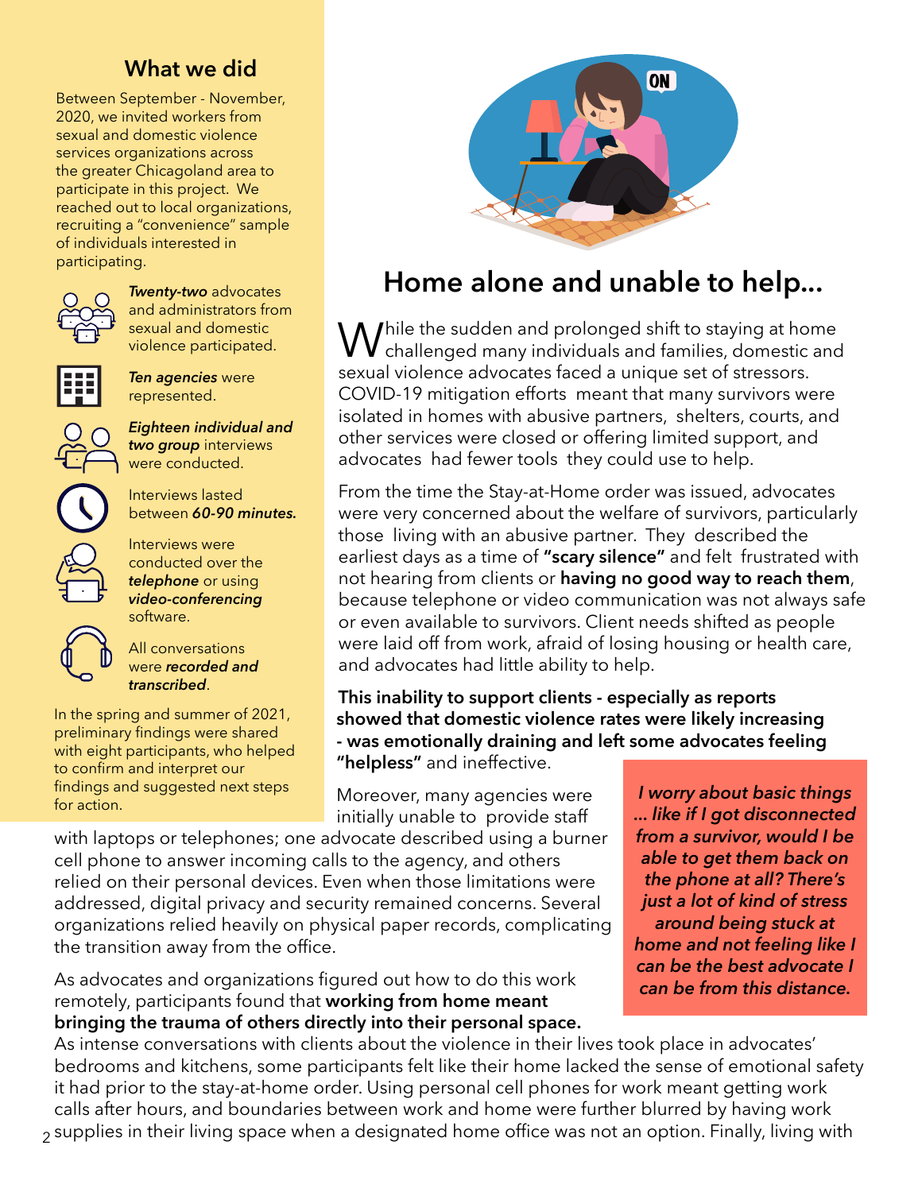## What we did

Between September - November, 2020, we invited workers from sexual and domestic violence services organizations across the greater Chicagoland area to participate in this project. We reached out to local organizations, recruiting a "convenience" sample of individuals interested in participating.

***Twenty-two*** advocates and administrators from sexual and domestic violence participated.

***Ten agencies*** were represented.

***Eighteen individual and two group*** interviews were conducted.

Interviews lasted between ***60-90 minutes.***

Interviews were conducted over the ***telephone*** or using ***video-conferencing*** software.

All conversations were ***recorded and transcribed***.

In the spring and summer of 2021, preliminary findings were shared with eight participants, who helped to confirm and interpret our findings and suggested next steps for action.

# Home alone and unable to help...

While the sudden and prolonged shift to staying at home challenged many individuals and families, domestic and sexual violence advocates faced a unique set of stressors. COVID-19 mitigation efforts meant that many survivors were isolated in homes with abusive partners, shelters, courts, and other services were closed or offering limited support, and advocates had fewer tools they could use to help.

From the time the Stay-at-Home order was issued, advocates were very concerned about the welfare of survivors, particularly those living with an abusive partner. They described the earliest days as a time of **"scary silence"** and felt frustrated with not hearing from clients or **having no good way to reach them**, because telephone or video communication was not always safe or even available to survivors. Client needs shifted as people were laid off from work, afraid of losing housing or health care, and advocates had little ability to help.

**This inability to support clients - especially as reports showed that domestic violence rates were likely increasing - was emotionally draining and left some advocates feeling "helpless"** and ineffective.

Moreover, many agencies were initially unable to provide staff with laptops or telephones; one advocate described using a burner cell phone to answer incoming calls to the agency, and others relied on their personal devices. Even when those limitations were addressed, digital privacy and security remained concerns. Several organizations relied heavily on physical paper records, complicating the transition away from the office.

> ***I worry about basic things ... like if I got disconnected from a survivor, would I be able to get them back on the phone at all? There's just a lot of kind of stress around being stuck at home and not feeling like I can be the best advocate I can be from this distance.***

As advocates and organizations figured out how to do this work remotely, participants found that **working from home meant bringing the trauma of others directly into their personal space.** As intense conversations with clients about the violence in their lives took place in advocates' bedrooms and kitchens, some participants felt like their home lacked the sense of emotional safety it had prior to the stay-at-home order. Using personal cell phones for work meant getting work calls after hours, and boundaries between work and home were further blurred by having work supplies in their living space when a designated home office was not an option. Finally, living with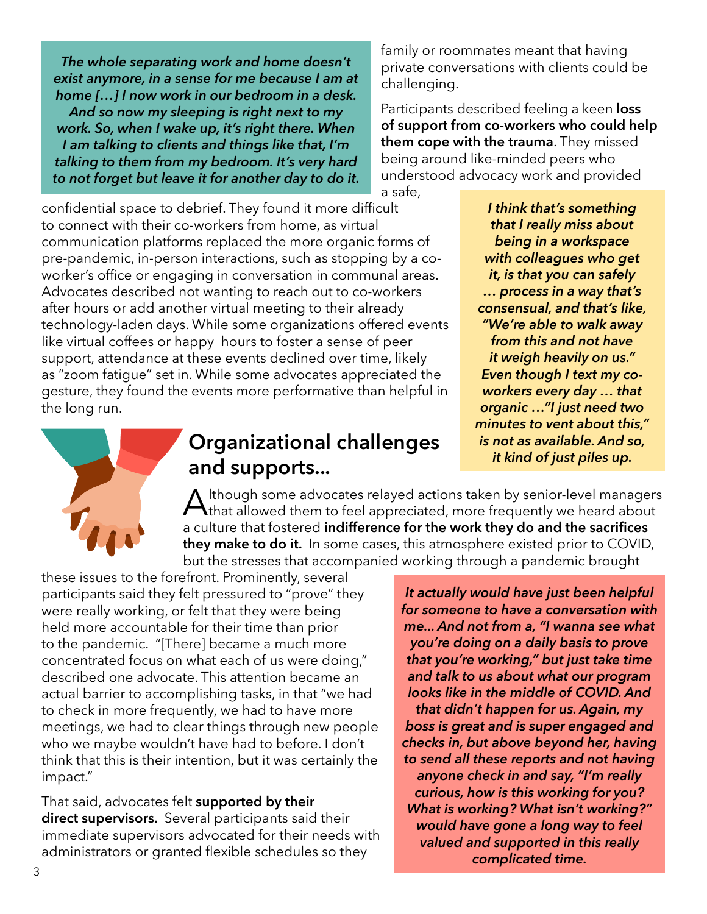*The whole separating work and home doesn't exist anymore, in a sense for me because I am at home […] I now work in our bedroom in a desk. And so now my sleeping is right next to my work. So, when I wake up, it's right there. When I am talking to clients and things like that, I'm talking to them from my bedroom. It's very hard to not forget but leave it for another day to do it.*

family or roommates meant that having private conversations with clients could be challenging.

Participants described feeling a keen **loss of support from co-workers who could help them cope with the trauma**. They missed being around like-minded peers who understood advocacy work and provided a safe, confidential space to debrief. They found it more difficult to connect with their co-workers from home, as virtual communication platforms replaced the more organic forms of pre-pandemic, in-person interactions, such as stopping by a co-worker's office or engaging in conversation in communal areas. Advocates described not wanting to reach out to co-workers after hours or add another virtual meeting to their already technology-laden days. While some organizations offered events like virtual coffees or happy hours to foster a sense of peer support, attendance at these events declined over time, likely as "zoom fatigue" set in. While some advocates appreciated the gesture, they found the events more performative than helpful in the long run.

*I think that's something that I really miss about being in a workspace with colleagues who get it, is that you can safely … process in a way that's consensual, and that's like, "We're able to walk away from this and not have it weigh heavily on us." Even though I text my co-workers every day … that organic …"I just need two minutes to vent about this," is not as available. And so, it kind of just piles up.*

## Organizational challenges and supports...

Although some advocates relayed actions taken by senior-level managers that allowed them to feel appreciated, more frequently we heard about a culture that fostered **indifference for the work they do and the sacrifices they make to do it.** In some cases, this atmosphere existed prior to COVID, but the stresses that accompanied working through a pandemic brought these issues to the forefront. Prominently, several participants said they felt pressured to "prove" they were really working, or felt that they were being held more accountable for their time than prior to the pandemic. "[There] became a much more concentrated focus on what each of us were doing," described one advocate. This attention became an actual barrier to accomplishing tasks, in that "we had to check in more frequently, we had to have more meetings, we had to clear things through new people who we maybe wouldn't have had to before. I don't think that this is their intention, but it was certainly the impact."

*It actually would have just been helpful for someone to have a conversation with me... And not from a, "I wanna see what you're doing on a daily basis to prove that you're working," but just take time and talk to us about what our program looks like in the middle of COVID. And that didn't happen for us. Again, my boss is great and is super engaged and checks in, but above beyond her, having to send all these reports and not having anyone check in and say, "I'm really curious, how is this working for you? What is working? What isn't working?" would have gone a long way to feel valued and supported in this really complicated time.*

That said, advocates felt **supported by their direct supervisors.** Several participants said their immediate supervisors advocated for their needs with administrators or granted flexible schedules so they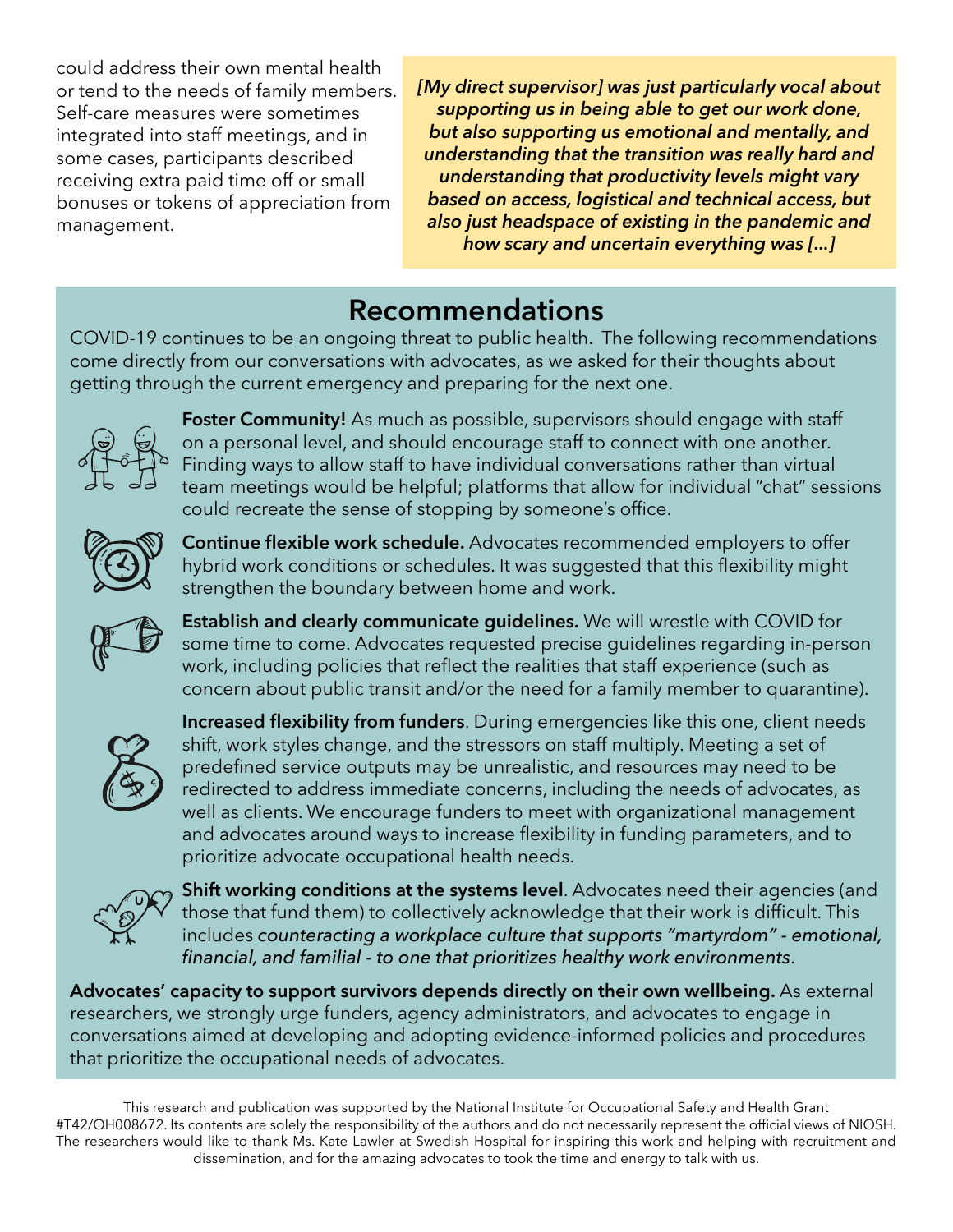could address their own mental health or tend to the needs of family members. Self-care measures were sometimes integrated into staff meetings, and in some cases, participants described receiving extra paid time off or small bonuses or tokens of appreciation from management.

> ***[My direct supervisor] was just particularly vocal about supporting us in being able to get our work done, but also supporting us emotional and mentally, and understanding that the transition was really hard and understanding that productivity levels might vary based on access, logistical and technical access, but also just headspace of existing in the pandemic and how scary and uncertain everything was [...]***

## Recommendations

COVID-19 continues to be an ongoing threat to public health. The following recommendations come directly from our conversations with advocates, as we asked for their thoughts about getting through the current emergency and preparing for the next one.

**Foster Community!** As much as possible, supervisors should engage with staff on a personal level, and should encourage staff to connect with one another. Finding ways to allow staff to have individual conversations rather than virtual team meetings would be helpful; platforms that allow for individual "chat" sessions could recreate the sense of stopping by someone's office.

**Continue flexible work schedule.** Advocates recommended employers to offer hybrid work conditions or schedules. It was suggested that this flexibility might strengthen the boundary between home and work.

**Establish and clearly communicate guidelines.** We will wrestle with COVID for some time to come. Advocates requested precise guidelines regarding in-person work, including policies that reflect the realities that staff experience (such as concern about public transit and/or the need for a family member to quarantine).

**Increased flexibility from funders**. During emergencies like this one, client needs shift, work styles change, and the stressors on staff multiply. Meeting a set of predefined service outputs may be unrealistic, and resources may need to be redirected to address immediate concerns, including the needs of advocates, as well as clients. We encourage funders to meet with organizational management and advocates around ways to increase flexibility in funding parameters, and to prioritize advocate occupational health needs.

**Shift working conditions at the systems level**. Advocates need their agencies (and those that fund them) to collectively acknowledge that their work is difficult. This includes *counteracting a workplace culture that supports "martyrdom" - emotional, financial, and familial - to one that prioritizes healthy work environments*.

**Advocates' capacity to support survivors depends directly on their own wellbeing.** As external researchers, we strongly urge funders, agency administrators, and advocates to engage in conversations aimed at developing and adopting evidence-informed policies and procedures that prioritize the occupational needs of advocates.

This research and publication was supported by the National Institute for Occupational Safety and Health Grant #T42/OH008672. Its contents are solely the responsibility of the authors and do not necessarily represent the official views of NIOSH. The researchers would like to thank Ms. Kate Lawler at Swedish Hospital for inspiring this work and helping with recruitment and dissemination, and for the amazing advocates to took the time and energy to talk with us.